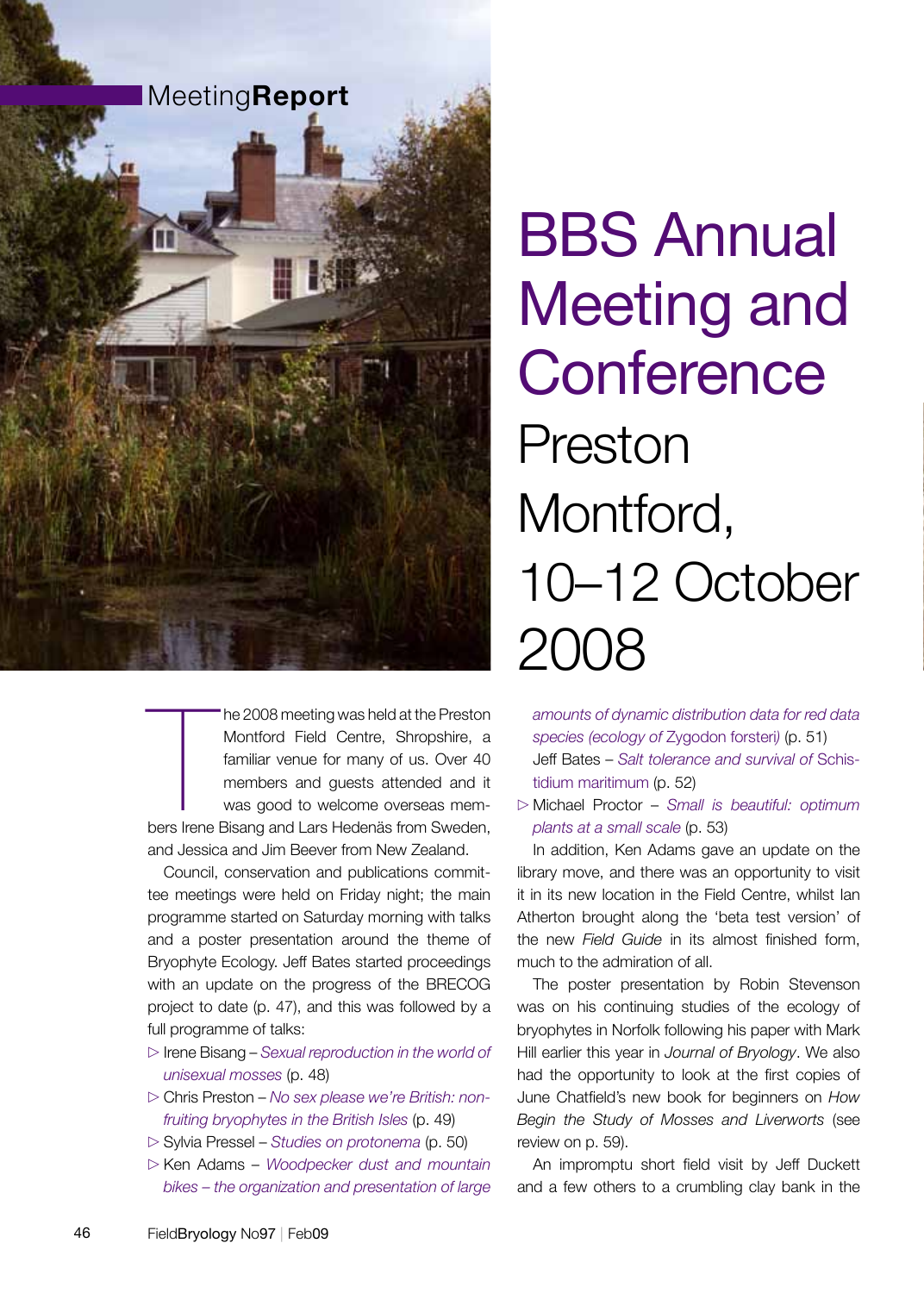Meeting**Report**

# BBS Annual Meeting and Conference

## Preston Montford, 10–12 October 2008

The 2008 meeting was held at the Preston Montford Field Centre, Shropshire, a familiar venue for many of us. Over 40 members and guests attended and it was good to welcome overseas members Irene Bisang and Lars Hedenäs from Sweden, and Jessica and Jim Beever from New Zealand.

Council, conservation and publications committee meetings were held on Friday night; the main programme started on Saturday morning with talks and a poster presentation around the theme of Bryophyte Ecology. Jeff Bates started proceedings with an update on the progress of the BRECOG project to date (p. 47), and this was followed by a full programme of talks:

- Irene Bisang – *Sexual reproduction in the world of unisexual mosses* (p. 48)
- Chris Preston – *No sex please we're British: non-fruiting bryophytes in the British Isles* (p. 49)
- Sylvia Pressel – *Studies on protonema* (p. 50)
- Ken Adams – *Woodpecker dust and mountain bikes – the organization and presentation of large amounts of dynamic distribution data for red data species (ecology of* Zygodon forsteri*)* (p. 51)
  Jeff Bates – *Salt tolerance and survival of* Schistidium maritimum (p. 52)
- Michael Proctor – *Small is beautiful: optimum plants at a small scale* (p. 53)

In addition, Ken Adams gave an update on the library move, and there was an opportunity to visit it in its new location in the Field Centre, whilst Ian Atherton brought along the 'beta test version' of the new *Field Guide* in its almost finished form, much to the admiration of all.

The poster presentation by Robin Stevenson was on his continuing studies of the ecology of bryophytes in Norfolk following his paper with Mark Hill earlier this year in *Journal of Bryology*. We also had the opportunity to look at the first copies of June Chatfield's new book for beginners on *How Begin the Study of Mosses and Liverworts* (see review on p. 59).

An impromptu short field visit by Jeff Duckett and a few others to a crumbling clay bank in the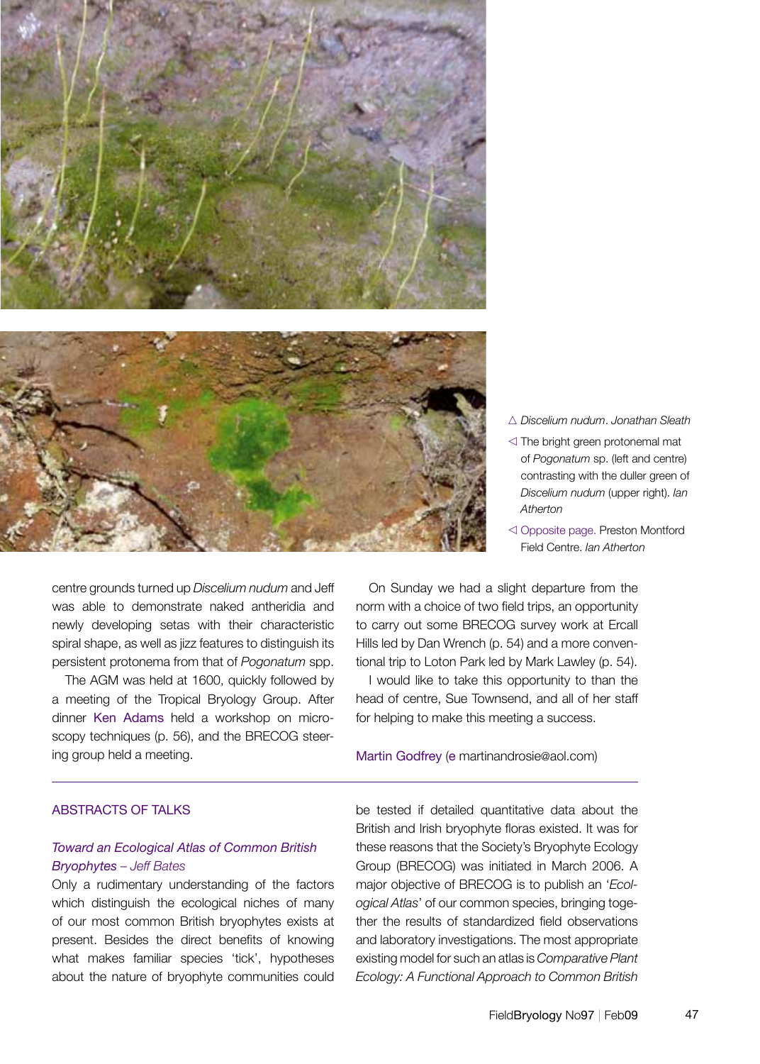△ *Discelium nudum*. *Jonathan Sleath*

◁ The bright green protonemal mat of *Pogonatum* sp. (left and centre) contrasting with the duller green of *Discelium nudum* (upper right). *Ian Atherton*

◁ Opposite page. Preston Montford Field Centre. *Ian Atherton*

centre grounds turned up *Discelium nudum* and Jeff was able to demonstrate naked antheridia and newly developing setas with their characteristic spiral shape, as well as jizz features to distinguish its persistent protonema from that of *Pogonatum* spp.

The AGM was held at 1600, quickly followed by a meeting of the Tropical Bryology Group. After dinner Ken Adams held a workshop on microscopy techniques (p. 56), and the BRECOG steering group held a meeting.

On Sunday we had a slight departure from the norm with a choice of two field trips, an opportunity to carry out some BRECOG survey work at Ercall Hills led by Dan Wrench (p. 54) and a more conventional trip to Loton Park led by Mark Lawley (p. 54).

I would like to take this opportunity to than the head of centre, Sue Townsend, and all of her staff for helping to make this meeting a success.

Martin Godfrey (e martinandrosie@aol.com)

---

## ABSTRACTS OF TALKS

### *Toward an Ecological Atlas of Common British Bryophytes – Jeff Bates*

Only a rudimentary understanding of the factors which distinguish the ecological niches of many of our most common British bryophytes exists at present. Besides the direct benefits of knowing what makes familiar species 'tick', hypotheses about the nature of bryophyte communities could be tested if detailed quantitative data about the British and Irish bryophyte floras existed. It was for these reasons that the Society's Bryophyte Ecology Group (BRECOG) was initiated in March 2006. A major objective of BRECOG is to publish an '*Ecological Atlas*' of our common species, bringing together the results of standardized field observations and laboratory investigations. The most appropriate existing model for such an atlas is *Comparative Plant Ecology: A Functional Approach to Common British*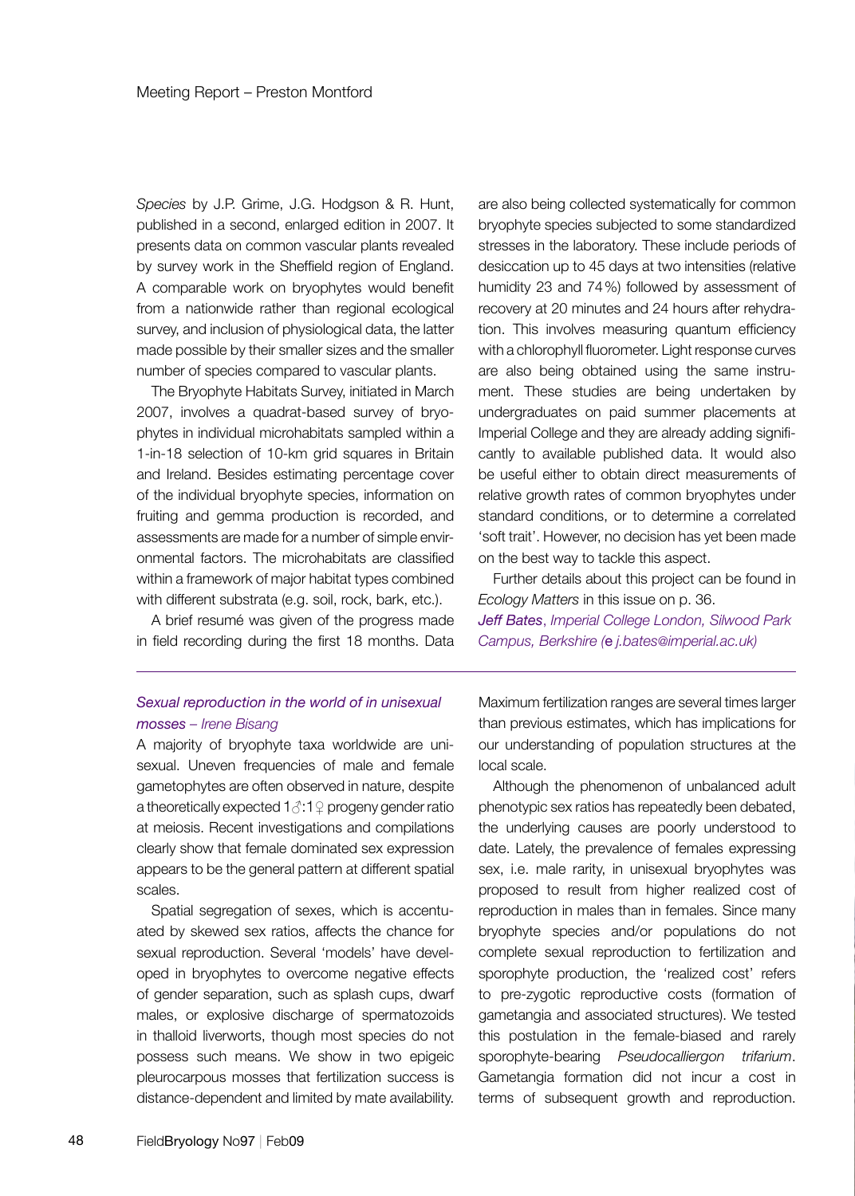*Species* by J.P. Grime, J.G. Hodgson & R. Hunt, published in a second, enlarged edition in 2007. It presents data on common vascular plants revealed by survey work in the Sheffield region of England. A comparable work on bryophytes would benefit from a nationwide rather than regional ecological survey, and inclusion of physiological data, the latter made possible by their smaller sizes and the smaller number of species compared to vascular plants.

The Bryophyte Habitats Survey, initiated in March 2007, involves a quadrat-based survey of bryophytes in individual microhabitats sampled within a 1-in-18 selection of 10-km grid squares in Britain and Ireland. Besides estimating percentage cover of the individual bryophyte species, information on fruiting and gemma production is recorded, and assessments are made for a number of simple environmental factors. The microhabitats are classified within a framework of major habitat types combined with different substrata (e.g. soil, rock, bark, etc.).

A brief resumé was given of the progress made in field recording during the first 18 months. Data are also being collected systematically for common bryophyte species subjected to some standardized stresses in the laboratory. These include periods of desiccation up to 45 days at two intensities (relative humidity 23 and 74%) followed by assessment of recovery at 20 minutes and 24 hours after rehydration. This involves measuring quantum efficiency with a chlorophyll fluorometer. Light response curves are also being obtained using the same instrument. These studies are being undertaken by undergraduates on paid summer placements at Imperial College and they are already adding significantly to available published data. It would also be useful either to obtain direct measurements of relative growth rates of common bryophytes under standard conditions, or to determine a correlated 'soft trait'. However, no decision has yet been made on the best way to tackle this aspect.

Further details about this project can be found in *Ecology Matters* in this issue on p. 36.

***Jeff Bates**, Imperial College London, Silwood Park Campus, Berkshire (e j.bates@imperial.ac.uk)*

---

### *Sexual reproduction in the world of in unisexual mosses – Irene Bisang*

A majority of bryophyte taxa worldwide are unisexual. Uneven frequencies of male and female gametophytes are often observed in nature, despite a theoretically expected 1♂:1♀ progeny gender ratio at meiosis. Recent investigations and compilations clearly show that female dominated sex expression appears to be the general pattern at different spatial scales.

Spatial segregation of sexes, which is accentuated by skewed sex ratios, affects the chance for sexual reproduction. Several 'models' have developed in bryophytes to overcome negative effects of gender separation, such as splash cups, dwarf males, or explosive discharge of spermatozoids in thalloid liverworts, though most species do not possess such means. We show in two epigeic pleurocarpous mosses that fertilization success is distance-dependent and limited by mate availability. Maximum fertilization ranges are several times larger than previous estimates, which has implications for our understanding of population structures at the local scale.

Although the phenomenon of unbalanced adult phenotypic sex ratios has repeatedly been debated, the underlying causes are poorly understood to date. Lately, the prevalence of females expressing sex, i.e. male rarity, in unisexual bryophytes was proposed to result from higher realized cost of reproduction in males than in females. Since many bryophyte species and/or populations do not complete sexual reproduction to fertilization and sporophyte production, the 'realized cost' refers to pre-zygotic reproductive costs (formation of gametangia and associated structures). We tested this postulation in the female-biased and rarely sporophyte-bearing *Pseudocalliergon trifarium*. Gametangia formation did not incur a cost in terms of subsequent growth and reproduction.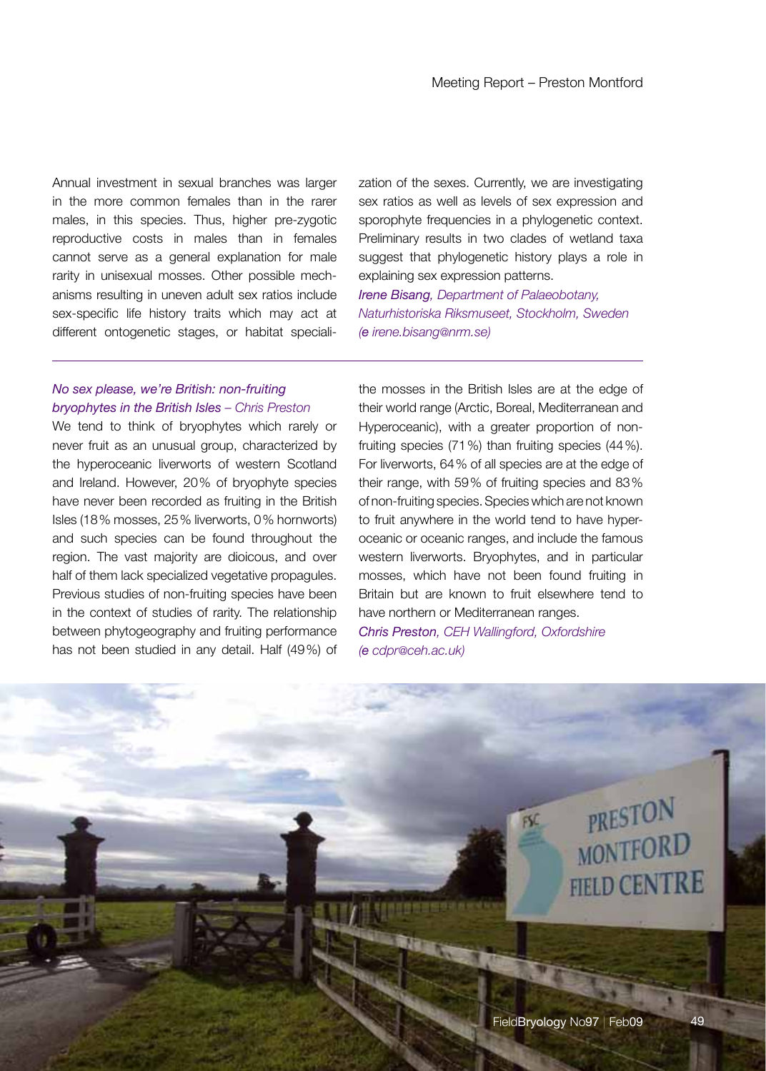Annual investment in sexual branches was larger in the more common females than in the rarer males, in this species. Thus, higher pre-zygotic reproductive costs in males than in females cannot serve as a general explanation for male rarity in unisexual mosses. Other possible mechanisms resulting in uneven adult sex ratios include sex-specific life history traits which may act at different ontogenetic stages, or habitat specialization of the sexes. Currently, we are investigating sex ratios as well as levels of sex expression and sporophyte frequencies in a phylogenetic context. Preliminary results in two clades of wetland taxa suggest that phylogenetic history plays a role in explaining sex expression patterns.

***Irene Bisang**, Department of Palaeobotany, Naturhistoriska Riksmuseet, Stockholm, Sweden (**e** irene.bisang@nrm.se)*

---

### *No sex please, we're British: non-fruiting bryophytes in the British Isles – Chris Preston*

We tend to think of bryophytes which rarely or never fruit as an unusual group, characterized by the hyperoceanic liverworts of western Scotland and Ireland. However, 20% of bryophyte species have never been recorded as fruiting in the British Isles (18% mosses, 25% liverworts, 0% hornworts) and such species can be found throughout the region. The vast majority are dioicous, and over half of them lack specialized vegetative propagules. Previous studies of non-fruiting species have been in the context of studies of rarity. The relationship between phytogeography and fruiting performance has not been studied in any detail. Half (49%) of the mosses in the British Isles are at the edge of their world range (Arctic, Boreal, Mediterranean and Hyperoceanic), with a greater proportion of non-fruiting species (71%) than fruiting species (44%). For liverworts, 64% of all species are at the edge of their range, with 59% of fruiting species and 83% of non-fruiting species. Species which are not known to fruit anywhere in the world tend to have hyperoceanic or oceanic ranges, and include the famous western liverworts. Bryophytes, and in particular mosses, which have not been found fruiting in Britain but are known to fruit elsewhere tend to have northern or Mediterranean ranges.

***Chris Preston**, CEH Wallingford, Oxfordshire (**e** cdpr@ceh.ac.uk)*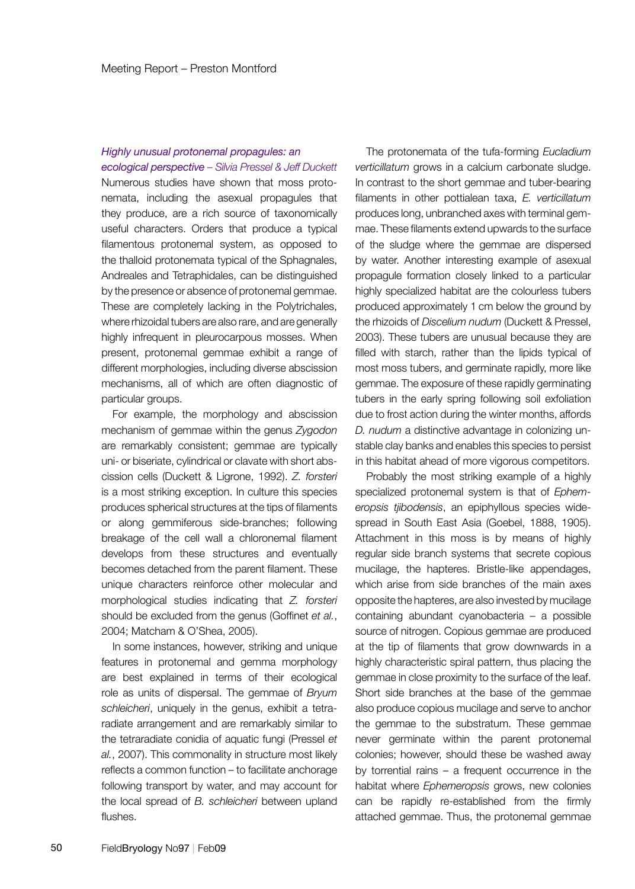*Highly unusual protonemal propagules: an ecological perspective – Silvia Pressel & Jeff Duckett*

Numerous studies have shown that moss protonemata, including the asexual propagules that they produce, are a rich source of taxonomically useful characters. Orders that produce a typical filamentous protonemal system, as opposed to the thalloid protonemata typical of the Sphagnales, Andreales and Tetraphidales, can be distinguished by the presence or absence of protonemal gemmae. These are completely lacking in the Polytrichales, where rhizoidal tubers are also rare, and are generally highly infrequent in pleurocarpous mosses. When present, protonemal gemmae exhibit a range of different morphologies, including diverse abscission mechanisms, all of which are often diagnostic of particular groups.

For example, the morphology and abscission mechanism of gemmae within the genus *Zygodon* are remarkably consistent; gemmae are typically uni- or biseriate, cylindrical or clavate with short abscission cells (Duckett & Ligrone, 1992). *Z. forsteri* is a most striking exception. In culture this species produces spherical structures at the tips of filaments or along gemmiferous side-branches; following breakage of the cell wall a chloronemal filament develops from these structures and eventually becomes detached from the parent filament. These unique characters reinforce other molecular and morphological studies indicating that *Z. forsteri* should be excluded from the genus (Goffinet *et al.*, 2004; Matcham & O'Shea, 2005).

In some instances, however, striking and unique features in protonemal and gemma morphology are best explained in terms of their ecological role as units of dispersal. The gemmae of *Bryum schleicheri*, uniquely in the genus, exhibit a tetraradiate arrangement and are remarkably similar to the tetraradiate conidia of aquatic fungi (Pressel *et al.*, 2007). This commonality in structure most likely reflects a common function – to facilitate anchorage following transport by water, and may account for the local spread of *B. schleicheri* between upland flushes.

The protonemata of the tufa-forming *Eucladium verticillatum* grows in a calcium carbonate sludge. In contrast to the short gemmae and tuber-bearing filaments in other pottialean taxa, *E. verticillatum* produces long, unbranched axes with terminal gemmae. These filaments extend upwards to the surface of the sludge where the gemmae are dispersed by water. Another interesting example of asexual propagule formation closely linked to a particular highly specialized habitat are the colourless tubers produced approximately 1 cm below the ground by the rhizoids of *Discelium nudum* (Duckett & Pressel, 2003). These tubers are unusual because they are filled with starch, rather than the lipids typical of most moss tubers, and germinate rapidly, more like gemmae. The exposure of these rapidly germinating tubers in the early spring following soil exfoliation due to frost action during the winter months, affords *D. nudum* a distinctive advantage in colonizing unstable clay banks and enables this species to persist in this habitat ahead of more vigorous competitors.

Probably the most striking example of a highly specialized protonemal system is that of *Ephemeropsis tjibodensis*, an epiphyllous species widespread in South East Asia (Goebel, 1888, 1905). Attachment in this moss is by means of highly regular side branch systems that secrete copious mucilage, the hapteres. Bristle-like appendages, which arise from side branches of the main axes opposite the hapteres, are also invested by mucilage containing abundant cyanobacteria – a possible source of nitrogen. Copious gemmae are produced at the tip of filaments that grow downwards in a highly characteristic spiral pattern, thus placing the gemmae in close proximity to the surface of the leaf. Short side branches at the base of the gemmae also produce copious mucilage and serve to anchor the gemmae to the substratum. These gemmae never germinate within the parent protonemal colonies; however, should these be washed away by torrential rains – a frequent occurrence in the habitat where *Ephemeropsis* grows, new colonies can be rapidly re-established from the firmly attached gemmae. Thus, the protonemal gemmae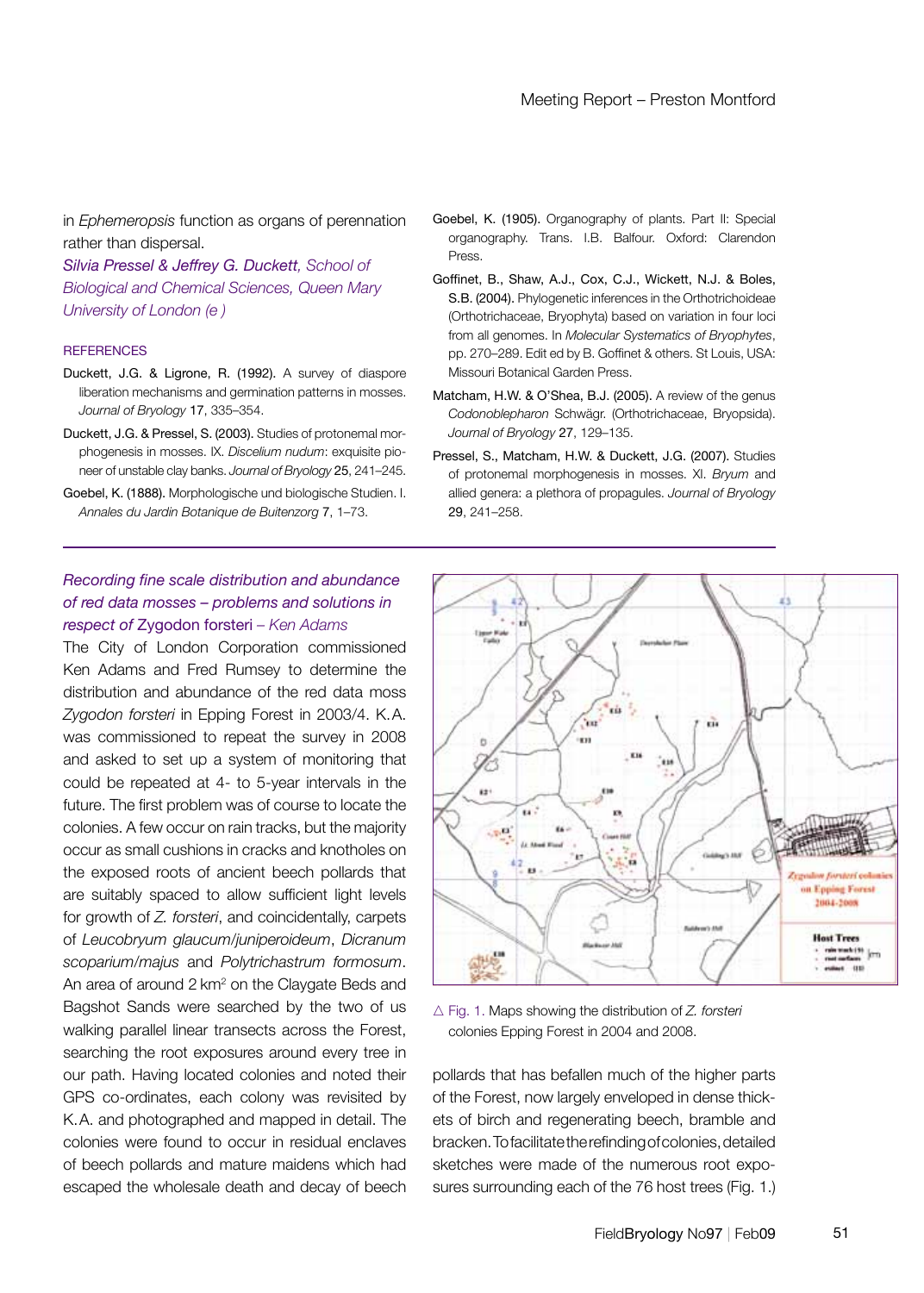in *Ephemeropsis* function as organs of perennation rather than dispersal.

*Silvia Pressel & Jeffrey G. Duckett, School of Biological and Chemical Sciences, Queen Mary University of London (e )*

## REFERENCES

Duckett, J.G. & Ligrone, R. (1992). A survey of diaspore liberation mechanisms and germination patterns in mosses. *Journal of Bryology* 17, 335–354.

Duckett, J.G. & Pressel, S. (2003). Studies of protonemal morphogenesis in mosses. IX. *Discelium nudum*: exquisite pioneer of unstable clay banks. *Journal of Bryology* 25, 241–245.

Goebel, K. (1888). Morphologische und biologische Studien. I. *Annales du Jardin Botanique de Buitenzorg* 7, 1–73.

Goebel, K. (1905). Organography of plants. Part II: Special organography. Trans. I.B. Balfour. Oxford: Clarendon Press.

Goffinet, B., Shaw, A.J., Cox, C.J., Wickett, N.J. & Boles, S.B. (2004). Phylogenetic inferences in the Orthotrichoideae (Orthotrichaceae, Bryophyta) based on variation in four loci from all genomes. In *Molecular Systematics of Bryophytes*, pp. 270–289. Edit ed by B. Goffinet & others. St Louis, USA: Missouri Botanical Garden Press.

Matcham, H.W. & O'Shea, B.J. (2005). A review of the genus *Codonoblepharon* Schwägr. (Orthotrichaceae, Bryopsida). *Journal of Bryology* 27, 129–135.

Pressel, S., Matcham, H.W. & Duckett, J.G. (2007). Studies of protonemal morphogenesis in mosses. XI. *Bryum* and allied genera: a plethora of propagules. *Journal of Bryology* 29, 241–258.

## *Recording fine scale distribution and abundance of red data mosses – problems and solutions in respect of* Zygodon forsteri *– Ken Adams*

The City of London Corporation commissioned Ken Adams and Fred Rumsey to determine the distribution and abundance of the red data moss *Zygodon forsteri* in Epping Forest in 2003/4. K.A. was commissioned to repeat the survey in 2008 and asked to set up a system of monitoring that could be repeated at 4- to 5-year intervals in the future. The first problem was of course to locate the colonies. A few occur on rain tracks, but the majority occur as small cushions in cracks and knotholes on the exposed roots of ancient beech pollards that are suitably spaced to allow sufficient light levels for growth of *Z. forsteri*, and coincidentally, carpets of *Leucobryum glaucum/juniperoideum*, *Dicranum scoparium/majus* and *Polytrichastrum formosum*. An area of around 2 km$^2$ on the Claygate Beds and Bagshot Sands were searched by the two of us walking parallel linear transects across the Forest, searching the root exposures around every tree in our path. Having located colonies and noted their GPS co-ordinates, each colony was revisited by K.A. and photographed and mapped in detail. The colonies were found to occur in residual enclaves of beech pollards and mature maidens which had escaped the wholesale death and decay of beech pollards that has befallen much of the higher parts of the Forest, now largely enveloped in dense thickets of birch and regenerating beech, bramble and bracken. To facilitate the refinding of colonies, detailed sketches were made of the numerous root exposures surrounding each of the 76 host trees (Fig. 1.)

△ Fig. 1. Maps showing the distribution of *Z. forsteri* colonies Epping Forest in 2004 and 2008.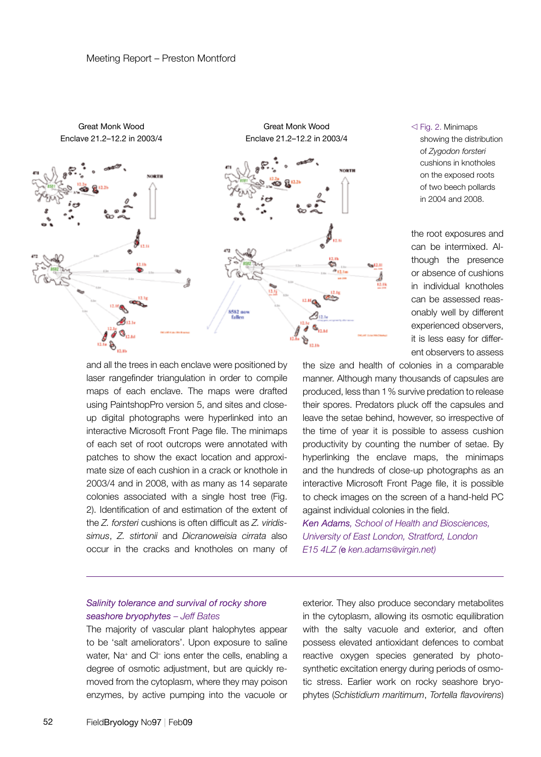Great Monk Wood
Enclave 21.2–12.2 in 2003/4

Great Monk Wood
Enclave 21.2–12.2 in 2003/4

◁ Fig. 2. Minimaps showing the distribution of *Zygodon forsteri* cushions in knotholes on the exposed roots of two beech pollards in 2004 and 2008.

and all the trees in each enclave were positioned by laser rangefinder triangulation in order to compile maps of each enclave. The maps were drafted using PaintshopPro version 5, and sites and close-up digital photographs were hyperlinked into an interactive Microsoft Front Page file. The minimaps of each set of root outcrops were annotated with patches to show the exact location and approximate size of each cushion in a crack or knothole in 2003/4 and in 2008, with as many as 14 separate colonies associated with a single host tree (Fig. 2). Identification of and estimation of the extent of the *Z. forsteri* cushions is often difficult as *Z. viridissimus*, *Z. stirtonii* and *Dicranoweisia cirrata* also occur in the cracks and knotholes on many of the root exposures and can be intermixed. Although the presence or absence of cushions in individual knotholes can be assessed reasonably well by different experienced observers, it is less easy for different observers to assess the size and health of colonies in a comparable manner. Although many thousands of capsules are produced, less than 1 % survive predation to release their spores. Predators pluck off the capsules and leave the setae behind, however, so irrespective of the time of year it is possible to assess cushion productivity by counting the number of setae. By hyperlinking the enclave maps, the minimaps and the hundreds of close-up photographs as an interactive Microsoft Front Page file, it is possible to check images on the screen of a hand-held PC against individual colonies in the field.

*Ken Adams, School of Health and Biosciences, University of East London, Stratford, London E15 4LZ (e ken.adams@virgin.net)*

---

## *Salinity tolerance and survival of rocky shore seashore bryophytes – Jeff Bates*

The majority of vascular plant halophytes appear to be 'salt ameliorators'. Upon exposure to saline water, $Na^+$ and $Cl^-$ ions enter the cells, enabling a degree of osmotic adjustment, but are quickly removed from the cytoplasm, where they may poison enzymes, by active pumping into the vacuole or exterior. They also produce secondary metabolites in the cytoplasm, allowing its osmotic equilibration with the salty vacuole and exterior, and often possess elevated antioxidant defences to combat reactive oxygen species generated by photosynthetic excitation energy during periods of osmotic stress. Earlier work on rocky seashore bryophytes (*Schistidium maritimum*, *Tortella flavovirens*)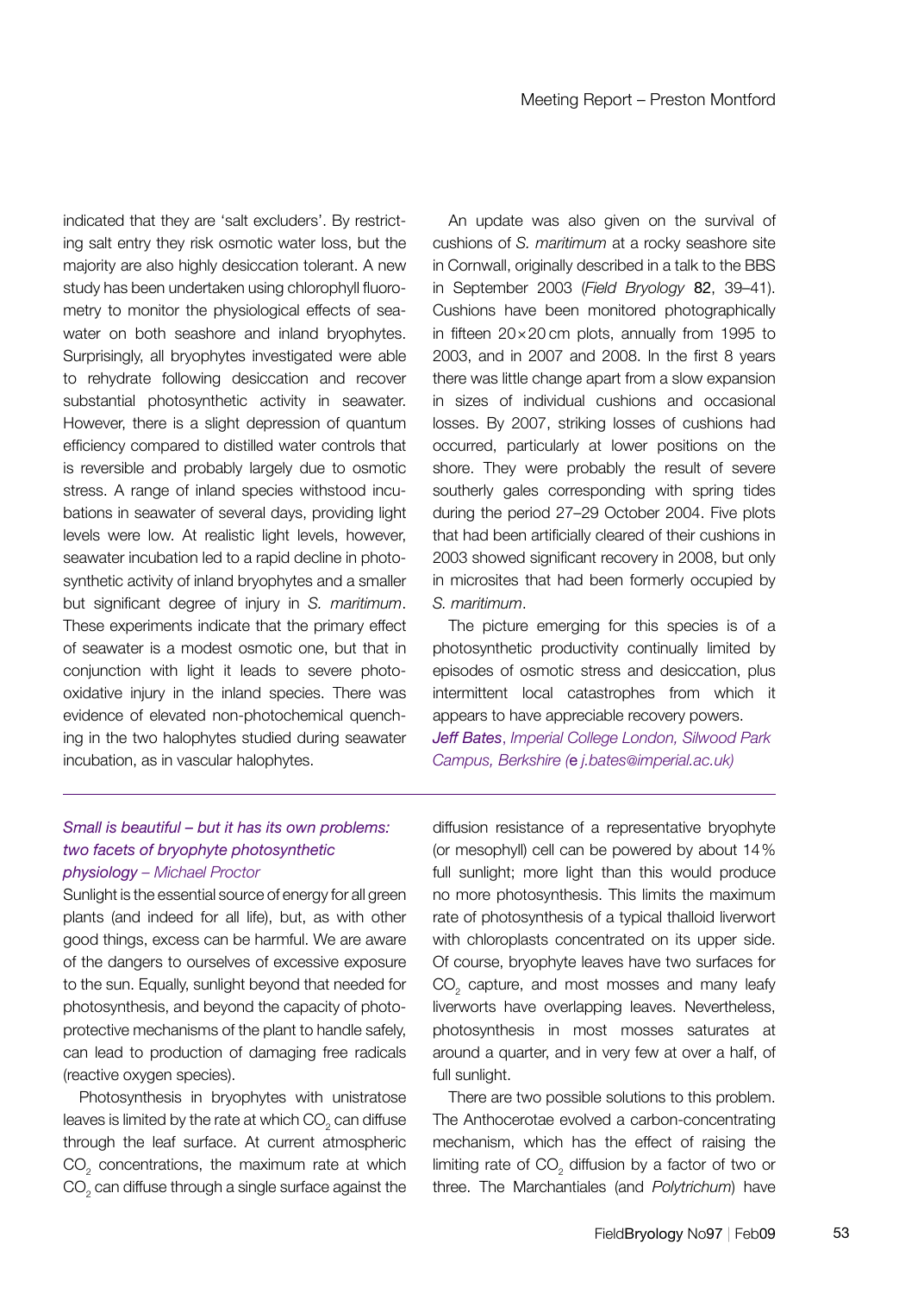indicated that they are 'salt excluders'. By restricting salt entry they risk osmotic water loss, but the majority are also highly desiccation tolerant. A new study has been undertaken using chlorophyll fluorometry to monitor the physiological effects of seawater on both seashore and inland bryophytes. Surprisingly, all bryophytes investigated were able to rehydrate following desiccation and recover substantial photosynthetic activity in seawater. However, there is a slight depression of quantum efficiency compared to distilled water controls that is reversible and probably largely due to osmotic stress. A range of inland species withstood incubations in seawater of several days, providing light levels were low. At realistic light levels, however, seawater incubation led to a rapid decline in photosynthetic activity of inland bryophytes and a smaller but significant degree of injury in *S. maritimum*. These experiments indicate that the primary effect of seawater is a modest osmotic one, but that in conjunction with light it leads to severe photo-oxidative injury in the inland species. There was evidence of elevated non-photochemical quenching in the two halophytes studied during seawater incubation, as in vascular halophytes.

An update was also given on the survival of cushions of *S. maritimum* at a rocky seashore site in Cornwall, originally described in a talk to the BBS in September 2003 (*Field Bryology* **82**, 39–41). Cushions have been monitored photographically in fifteen 20 × 20 cm plots, annually from 1995 to 2003, and in 2007 and 2008. In the first 8 years there was little change apart from a slow expansion in sizes of individual cushions and occasional losses. By 2007, striking losses of cushions had occurred, particularly at lower positions on the shore. They were probably the result of severe southerly gales corresponding with spring tides during the period 27–29 October 2004. Five plots that had been artificially cleared of their cushions in 2003 showed significant recovery in 2008, but only in microsites that had been formerly occupied by *S. maritimum*.

The picture emerging for this species is of a photosynthetic productivity continually limited by episodes of osmotic stress and desiccation, plus intermittent local catastrophes from which it appears to have appreciable recovery powers.

***Jeff Bates**, Imperial College London, Silwood Park Campus, Berkshire (e j.bates@imperial.ac.uk)*

---

### *Small is beautiful – but it has its own problems: two facets of bryophyte photosynthetic physiology – Michael Proctor*

Sunlight is the essential source of energy for all green plants (and indeed for all life), but, as with other good things, excess can be harmful. We are aware of the dangers to ourselves of excessive exposure to the sun. Equally, sunlight beyond that needed for photosynthesis, and beyond the capacity of photoprotective mechanisms of the plant to handle safely, can lead to production of damaging free radicals (reactive oxygen species).

Photosynthesis in bryophytes with unistratose leaves is limited by the rate at which $CO_2$ can diffuse through the leaf surface. At current atmospheric $CO_2$ concentrations, the maximum rate at which $CO_2$ can diffuse through a single surface against the diffusion resistance of a representative bryophyte (or mesophyll) cell can be powered by about 14% full sunlight; more light than this would produce no more photosynthesis. This limits the maximum rate of photosynthesis of a typical thalloid liverwort with chloroplasts concentrated on its upper side. Of course, bryophyte leaves have two surfaces for $CO_2$ capture, and most mosses and many leafy liverworts have overlapping leaves. Nevertheless, photosynthesis in most mosses saturates at around a quarter, and in very few at over a half, of full sunlight.

There are two possible solutions to this problem. The Anthocerotae evolved a carbon-concentrating mechanism, which has the effect of raising the limiting rate of $CO_2$ diffusion by a factor of two or three. The Marchantiales (and *Polytrichum*) have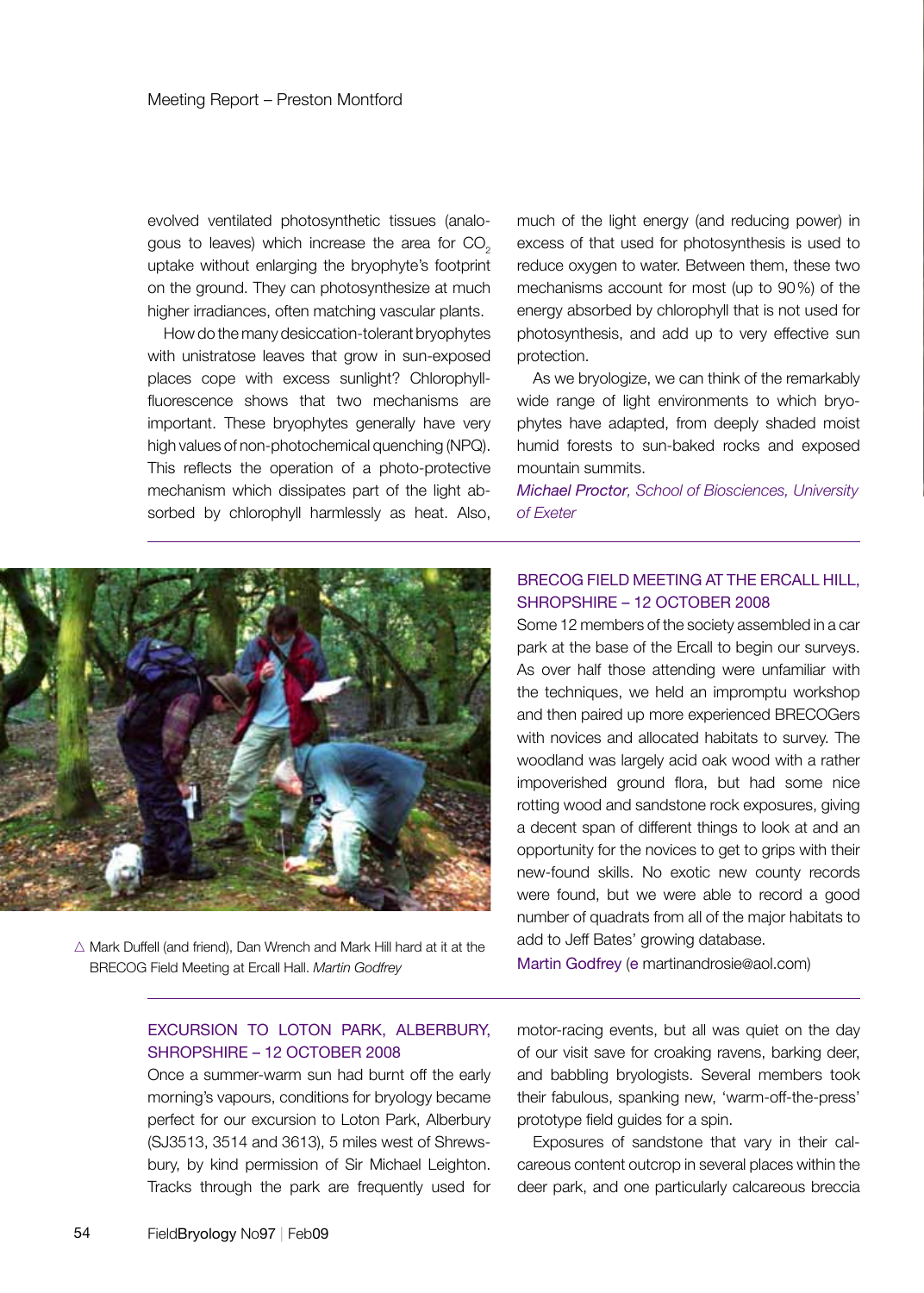evolved ventilated photosynthetic tissues (analogous to leaves) which increase the area for $CO_2$ uptake without enlarging the bryophyte's footprint on the ground. They can photosynthesize at much higher irradiances, often matching vascular plants.

How do the many desiccation-tolerant bryophytes with unistratose leaves that grow in sun-exposed places cope with excess sunlight? Chlorophyll-fluorescence shows that two mechanisms are important. These bryophytes generally have very high values of non-photochemical quenching (NPQ). This reflects the operation of a photo-protective mechanism which dissipates part of the light absorbed by chlorophyll harmlessly as heat. Also, much of the light energy (and reducing power) in excess of that used for photosynthesis is used to reduce oxygen to water. Between them, these two mechanisms account for most (up to 90%) of the energy absorbed by chlorophyll that is not used for photosynthesis, and add up to very effective sun protection.

As we bryologize, we can think of the remarkably wide range of light environments to which bryophytes have adapted, from deeply shaded moist humid forests to sun-baked rocks and exposed mountain summits.

*Michael Proctor, School of Biosciences, University of Exeter*

△ Mark Duffell (and friend), Dan Wrench and Mark Hill hard at it at the BRECOG Field Meeting at Ercall Hall. *Martin Godfrey*

## BRECOG FIELD MEETING AT THE ERCALL HILL, SHROPSHIRE – 12 OCTOBER 2008

Some 12 members of the society assembled in a car park at the base of the Ercall to begin our surveys. As over half those attending were unfamiliar with the techniques, we held an impromptu workshop and then paired up more experienced BRECOGers with novices and allocated habitats to survey. The woodland was largely acid oak wood with a rather impoverished ground flora, but had some nice rotting wood and sandstone rock exposures, giving a decent span of different things to look at and an opportunity for the novices to get to grips with their new-found skills. No exotic new county records were found, but we were able to record a good number of quadrats from all of the major habitats to add to Jeff Bates' growing database.

Martin Godfrey (e martinandrosie@aol.com)

## EXCURSION TO LOTON PARK, ALBERBURY, SHROPSHIRE – 12 OCTOBER 2008

Once a summer-warm sun had burnt off the early morning's vapours, conditions for bryology became perfect for our excursion to Loton Park, Alberbury (SJ3513, 3514 and 3613), 5 miles west of Shrewsbury, by kind permission of Sir Michael Leighton. Tracks through the park are frequently used for motor-racing events, but all was quiet on the day of our visit save for croaking ravens, barking deer, and babbling bryologists. Several members took their fabulous, spanking new, 'warm-off-the-press' prototype field guides for a spin.

Exposures of sandstone that vary in their calcareous content outcrop in several places within the deer park, and one particularly calcareous breccia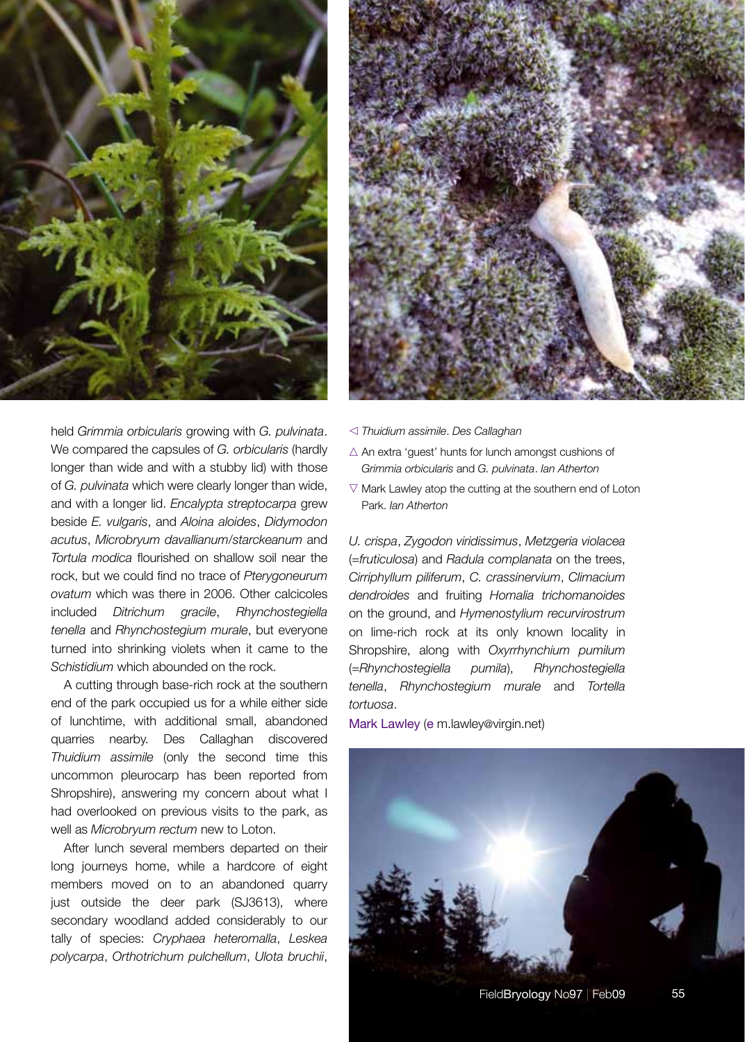held *Grimmia orbicularis* growing with *G. pulvinata*. We compared the capsules of *G. orbicularis* (hardly longer than wide and with a stubby lid) with those of *G. pulvinata* which were clearly longer than wide, and with a longer lid. *Encalypta streptocarpa* grew beside *E. vulgaris*, and *Aloina aloides*, *Didymodon acutus*, *Microbryum davallianum/starckeanum* and *Tortula modica* flourished on shallow soil near the rock, but we could find no trace of *Pterygoneurum ovatum* which was there in 2006. Other calcicoles included *Ditrichum gracile*, *Rhynchostegiella tenella* and *Rhynchostegium murale*, but everyone turned into shrinking violets when it came to the *Schistidium* which abounded on the rock.

A cutting through base-rich rock at the southern end of the park occupied us for a while either side of lunchtime, with additional small, abandoned quarries nearby. Des Callaghan discovered *Thuidium assimile* (only the second time this uncommon pleurocarp has been reported from Shropshire), answering my concern about what I had overlooked on previous visits to the park, as well as *Microbryum rectum* new to Loton.

After lunch several members departed on their long journeys home, while a hardcore of eight members moved on to an abandoned quarry just outside the deer park (SJ3613), where secondary woodland added considerably to our tally of species: *Cryphaea heteromalla*, *Leskea polycarpa*, *Orthotrichum pulchellum*, *Ulota bruchii*, *U. crispa*, *Zygodon viridissimus*, *Metzgeria violacea* (=*fruticulosa*) and *Radula complanata* on the trees, *Cirriphyllum piliferum*, *C. crassinervium*, *Climacium dendroides* and fruiting *Homalia trichomanoides* on the ground, and *Hymenostylium recurvirostrum* on lime-rich rock at its only known locality in Shropshire, along with *Oxyrrhynchium pumilum* (=*Rhynchostegiella pumila*), *Rhynchostegiella tenella*, *Rhynchostegium murale* and *Tortella tortuosa*.

Mark Lawley (e m.lawley@virgin.net)

◁ *Thuidium assimile*. *Des Callaghan*

△ An extra 'guest' hunts for lunch amongst cushions of *Grimmia orbicularis* and *G. pulvinata*. *Ian Atherton*

▽ Mark Lawley atop the cutting at the southern end of Loton Park. *Ian Atherton*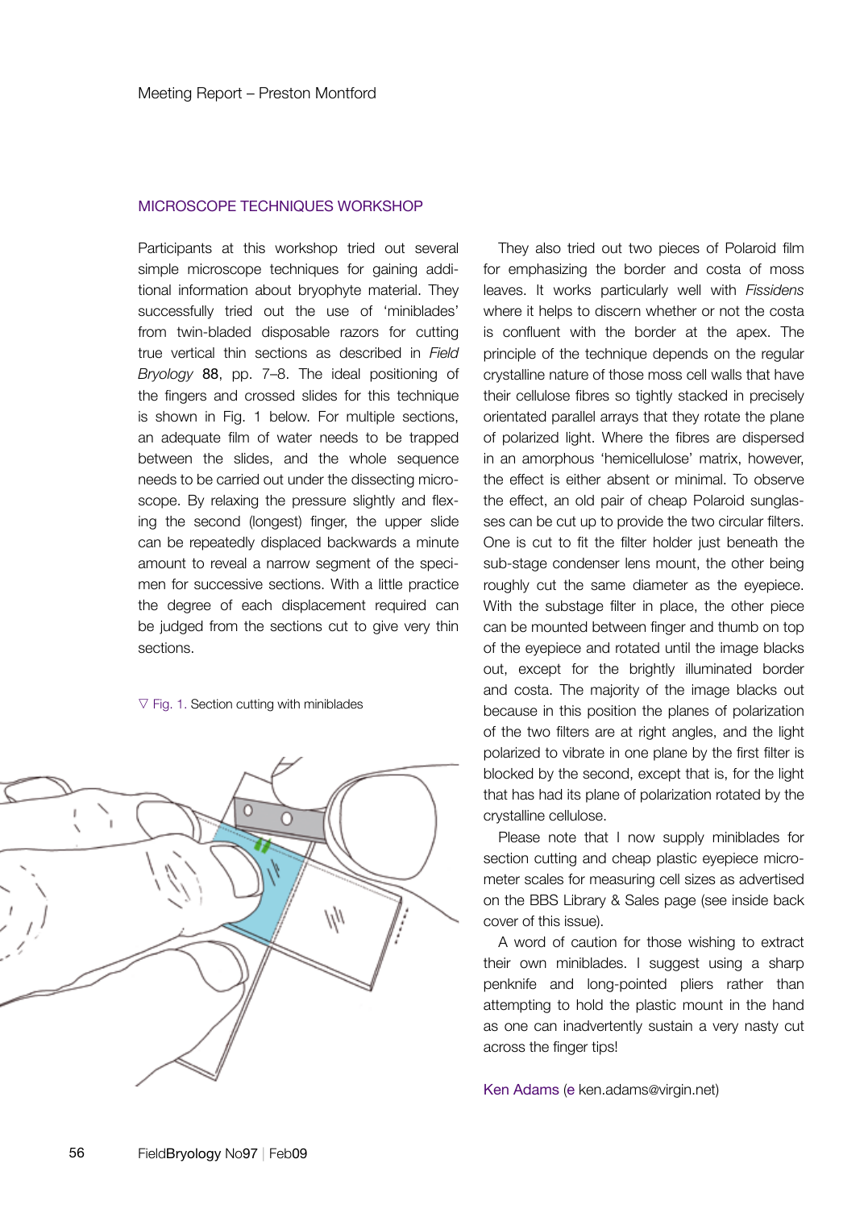Meeting Report – Preston Montford

## MICROSCOPE TECHNIQUES WORKSHOP

Participants at this workshop tried out several simple microscope techniques for gaining additional information about bryophyte material. They successfully tried out the use of 'miniblades' from twin-bladed disposable razors for cutting true vertical thin sections as described in *Field Bryology* **88**, pp. 7–8. The ideal positioning of the fingers and crossed slides for this technique is shown in Fig. 1 below. For multiple sections, an adequate film of water needs to be trapped between the slides, and the whole sequence needs to be carried out under the dissecting microscope. By relaxing the pressure slightly and flexing the second (longest) finger, the upper slide can be repeatedly displaced backwards a minute amount to reveal a narrow segment of the specimen for successive sections. With a little practice the degree of each displacement required can be judged from the sections cut to give very thin sections.

▽ Fig. 1. Section cutting with miniblades

They also tried out two pieces of Polaroid film for emphasizing the border and costa of moss leaves. It works particularly well with *Fissidens* where it helps to discern whether or not the costa is confluent with the border at the apex. The principle of the technique depends on the regular crystalline nature of those moss cell walls that have their cellulose fibres so tightly stacked in precisely orientated parallel arrays that they rotate the plane of polarized light. Where the fibres are dispersed in an amorphous 'hemicellulose' matrix, however, the effect is either absent or minimal. To observe the effect, an old pair of cheap Polaroid sunglasses can be cut up to provide the two circular filters. One is cut to fit the filter holder just beneath the sub-stage condenser lens mount, the other being roughly cut the same diameter as the eyepiece. With the substage filter in place, the other piece can be mounted between finger and thumb on top of the eyepiece and rotated until the image blacks out, except for the brightly illuminated border and costa. The majority of the image blacks out because in this position the planes of polarization of the two filters are at right angles, and the light polarized to vibrate in one plane by the first filter is blocked by the second, except that is, for the light that has had its plane of polarization rotated by the crystalline cellulose.

Please note that I now supply miniblades for section cutting and cheap plastic eyepiece micrometer scales for measuring cell sizes as advertised on the BBS Library & Sales page (see inside back cover of this issue).

A word of caution for those wishing to extract their own miniblades. I suggest using a sharp penknife and long-pointed pliers rather than attempting to hold the plastic mount in the hand as one can inadvertently sustain a very nasty cut across the finger tips!

Ken Adams (e ken.adams@virgin.net)